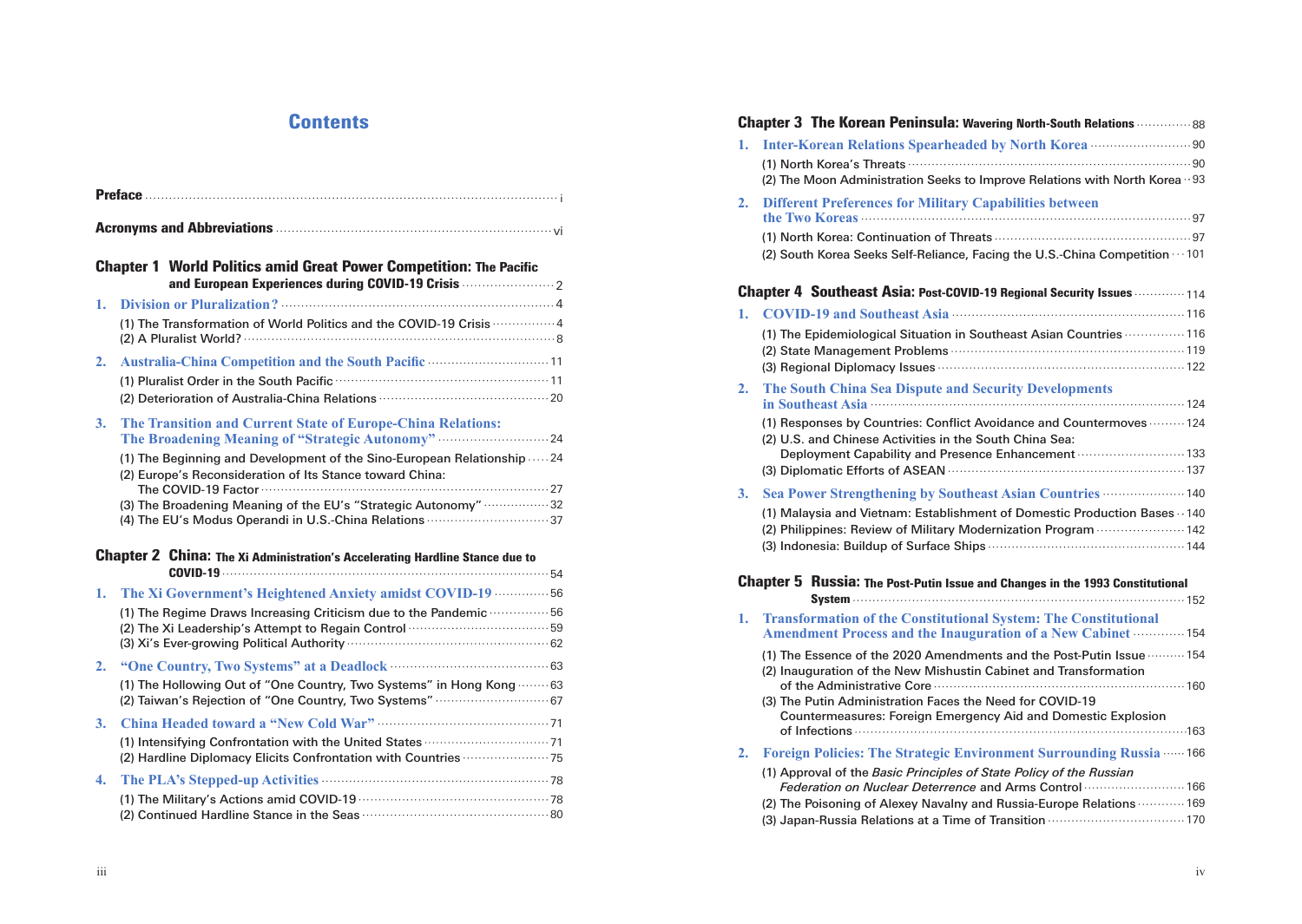# Contents

**Preface** ........ i

**Acronyms and Abbreviations** ........ vi

## Chapter 1 World Politics amid Great Power Competition: The Pacific and European Experiences during COVID-19 Crisis ........ 2

1. **Division or Pluralization?** ........ 4
   - (1) The Transformation of World Politics and the COVID-19 Crisis ........ 4
   - (2) A Pluralist World? ........ 8
2. **Australia-China Competition and the South Pacific** ........ 11
   - (1) Pluralist Order in the South Pacific ........ 11
   - (2) Deterioration of Australia-China Relations ........ 20
3. **The Transition and Current State of Europe-China Relations: The Broadening Meaning of "Strategic Autonomy"** ........ 24
   - (1) The Beginning and Development of the Sino-European Relationship ........ 24
   - (2) Europe's Reconsideration of Its Stance toward China: The COVID-19 Factor ........ 27
   - (3) The Broadening Meaning of the EU's "Strategic Autonomy" ........ 32
   - (4) The EU's Modus Operandi in U.S.-China Relations ........ 37

## Chapter 2 China: The Xi Administration's Accelerating Hardline Stance due to COVID-19 ........ 54

1. **The Xi Government's Heightened Anxiety amidst COVID-19** ........ 56
   - (1) The Regime Draws Increasing Criticism due to the Pandemic ........ 56
   - (2) The Xi Leadership's Attempt to Regain Control ........ 59
   - (3) Xi's Ever-growing Political Authority ........ 62
2. **"One Country, Two Systems" at a Deadlock** ........ 63
   - (1) The Hollowing Out of "One Country, Two Systems" in Hong Kong ........ 63
   - (2) Taiwan's Rejection of "One Country, Two Systems" ........ 67
3. **China Headed toward a "New Cold War"** ........ 71
   - (1) Intensifying Confrontation with the United States ........ 71
   - (2) Hardline Diplomacy Elicits Confrontation with Countries ........ 75
4. **The PLA's Stepped-up Activities** ........ 78
   - (1) The Military's Actions amid COVID-19 ........ 78
   - (2) Continued Hardline Stance in the Seas ........ 80

## Chapter 3 The Korean Peninsula: Wavering North-South Relations ........ 88

1. **Inter-Korean Relations Spearheaded by North Korea** ........ 90
   - (1) North Korea's Threats ........ 90
   - (2) The Moon Administration Seeks to Improve Relations with North Korea ........ 93
2. **Different Preferences for Military Capabilities between the Two Koreas** ........ 97
   - (1) North Korea: Continuation of Threats ........ 97
   - (2) South Korea Seeks Self-Reliance, Facing the U.S.-China Competition ........ 101

## Chapter 4 Southeast Asia: Post-COVID-19 Regional Security Issues ........ 114

1. **COVID-19 and Southeast Asia** ........ 116
   - (1) The Epidemiological Situation in Southeast Asian Countries ........ 116
   - (2) State Management Problems ........ 119
   - (3) Regional Diplomacy Issues ........ 122
2. **The South China Sea Dispute and Security Developments in Southeast Asia** ........ 124
   - (1) Responses by Countries: Conflict Avoidance and Countermoves ........ 124
   - (2) U.S. and Chinese Activities in the South China Sea: Deployment Capability and Presence Enhancement ........ 133
   - (3) Diplomatic Efforts of ASEAN ........ 137
3. **Sea Power Strengthening by Southeast Asian Countries** ........ 140
   - (1) Malaysia and Vietnam: Establishment of Domestic Production Bases ........ 140
   - (2) Philippines: Review of Military Modernization Program ........ 142
   - (3) Indonesia: Buildup of Surface Ships ........ 144

## Chapter 5 Russia: The Post-Putin Issue and Changes in the 1993 Constitutional System ........ 152

1. **Transformation of the Constitutional System: The Constitutional Amendment Process and the Inauguration of a New Cabinet** ........ 154
   - (1) The Essence of the 2020 Amendments and the Post-Putin Issue ........ 154
   - (2) Inauguration of the New Mishustin Cabinet and Transformation of the Administrative Core ........ 160
   - (3) The Putin Administration Faces the Need for COVID-19 Countermeasures: Foreign Emergency Aid and Domestic Explosion of Infections ........ 163
2. **Foreign Policies: The Strategic Environment Surrounding Russia** ........ 166
   - (1) Approval of the *Basic Principles of State Policy of the Russian Federation on Nuclear Deterrence* and Arms Control ........ 166
   - (2) The Poisoning of Alexey Navalny and Russia-Europe Relations ........ 169
   - (3) Japan-Russia Relations at a Time of Transition ........ 170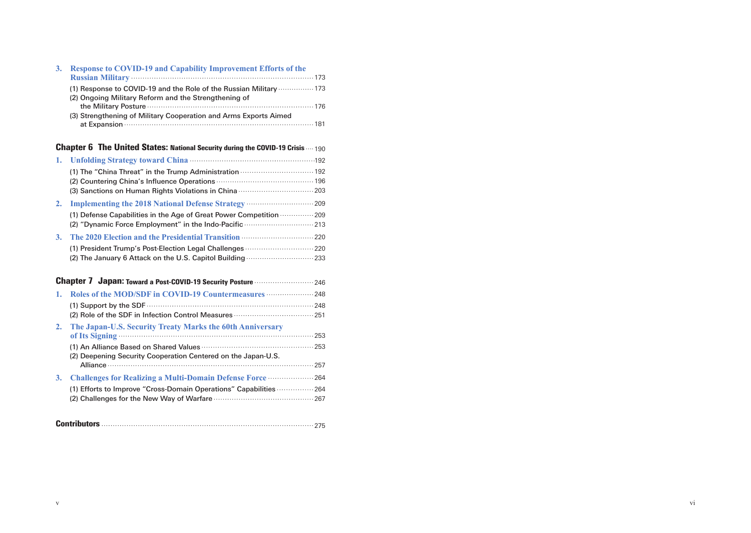3. **Response to COVID-19 and Capability Improvement Efforts of the Russian Military** ..... 173
   - (1) Response to COVID-19 and the Role of the Russian Military ..... 173
   - (2) Ongoing Military Reform and the Strengthening of the Military Posture ..... 176
   - (3) Strengthening of Military Cooperation and Arms Exports Aimed at Expansion ..... 181

## Chapter 6 The United States: National Security during the COVID-19 Crisis ..... 190

1. **Unfolding Strategy toward China** ..... 192
   - (1) The "China Threat" in the Trump Administration ..... 192
   - (2) Countering China's Influence Operations ..... 196
   - (3) Sanctions on Human Rights Violations in China ..... 203
2. **Implementing the 2018 National Defense Strategy** ..... 209
   - (1) Defense Capabilities in the Age of Great Power Competition ..... 209
   - (2) "Dynamic Force Employment" in the Indo-Pacific ..... 213
3. **The 2020 Election and the Presidential Transition** ..... 220
   - (1) President Trump's Post-Election Legal Challenges ..... 220
   - (2) The January 6 Attack on the U.S. Capitol Building ..... 233

## Chapter 7 Japan: Toward a Post-COVID-19 Security Posture ..... 246

1. **Roles of the MOD/SDF in COVID-19 Countermeasures** ..... 248
   - (1) Support by the SDF ..... 248
   - (2) Role of the SDF in Infection Control Measures ..... 251
2. **The Japan-U.S. Security Treaty Marks the 60th Anniversary of Its Signing** ..... 253
   - (1) An Alliance Based on Shared Values ..... 253
   - (2) Deepening Security Cooperation Centered on the Japan-U.S. Alliance ..... 257
3. **Challenges for Realizing a Multi-Domain Defense Force** ..... 264
   - (1) Efforts to Improve "Cross-Domain Operations" Capabilities ..... 264
   - (2) Challenges for the New Way of Warfare ..... 267

## Contributors ..... 275